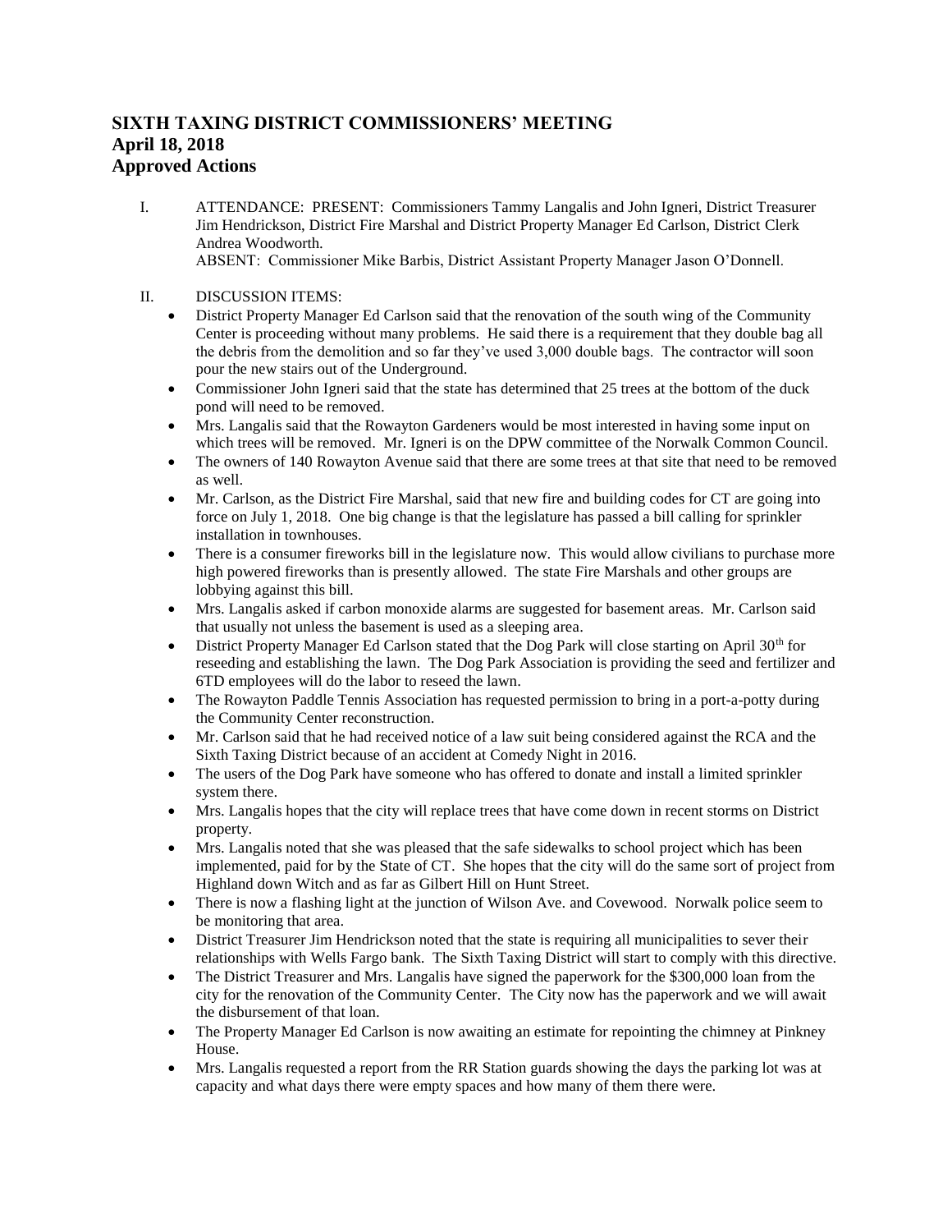# SIXTH TAXING DISTRICT COMMISSIONERS' MEETING
# April 18, 2018
# Approved Actions

I. ATTENDANCE: PRESENT: Commissioners Tammy Langalis and John Igneri, District Treasurer Jim Hendrickson, District Fire Marshal and District Property Manager Ed Carlson, District Clerk Andrea Woodworth.
ABSENT: Commissioner Mike Barbis, District Assistant Property Manager Jason O'Donnell.

II. DISCUSSION ITEMS:

- District Property Manager Ed Carlson said that the renovation of the south wing of the Community Center is proceeding without many problems. He said there is a requirement that they double bag all the debris from the demolition and so far they've used 3,000 double bags. The contractor will soon pour the new stairs out of the Underground.
- Commissioner John Igneri said that the state has determined that 25 trees at the bottom of the duck pond will need to be removed.
- Mrs. Langalis said that the Rowayton Gardeners would be most interested in having some input on which trees will be removed. Mr. Igneri is on the DPW committee of the Norwalk Common Council.
- The owners of 140 Rowayton Avenue said that there are some trees at that site that need to be removed as well.
- Mr. Carlson, as the District Fire Marshal, said that new fire and building codes for CT are going into force on July 1, 2018. One big change is that the legislature has passed a bill calling for sprinkler installation in townhouses.
- There is a consumer fireworks bill in the legislature now. This would allow civilians to purchase more high powered fireworks than is presently allowed. The state Fire Marshals and other groups are lobbying against this bill.
- Mrs. Langalis asked if carbon monoxide alarms are suggested for basement areas. Mr. Carlson said that usually not unless the basement is used as a sleeping area.
- District Property Manager Ed Carlson stated that the Dog Park will close starting on April 30th for reseeding and establishing the lawn. The Dog Park Association is providing the seed and fertilizer and 6TD employees will do the labor to reseed the lawn.
- The Rowayton Paddle Tennis Association has requested permission to bring in a port-a-potty during the Community Center reconstruction.
- Mr. Carlson said that he had received notice of a law suit being considered against the RCA and the Sixth Taxing District because of an accident at Comedy Night in 2016.
- The users of the Dog Park have someone who has offered to donate and install a limited sprinkler system there.
- Mrs. Langalis hopes that the city will replace trees that have come down in recent storms on District property.
- Mrs. Langalis noted that she was pleased that the safe sidewalks to school project which has been implemented, paid for by the State of CT. She hopes that the city will do the same sort of project from Highland down Witch and as far as Gilbert Hill on Hunt Street.
- There is now a flashing light at the junction of Wilson Ave. and Covewood. Norwalk police seem to be monitoring that area.
- District Treasurer Jim Hendrickson noted that the state is requiring all municipalities to sever their relationships with Wells Fargo bank. The Sixth Taxing District will start to comply with this directive.
- The District Treasurer and Mrs. Langalis have signed the paperwork for the $300,000 loan from the city for the renovation of the Community Center. The City now has the paperwork and we will await the disbursement of that loan.
- The Property Manager Ed Carlson is now awaiting an estimate for repointing the chimney at Pinkney House.
- Mrs. Langalis requested a report from the RR Station guards showing the days the parking lot was at capacity and what days there were empty spaces and how many of them there were.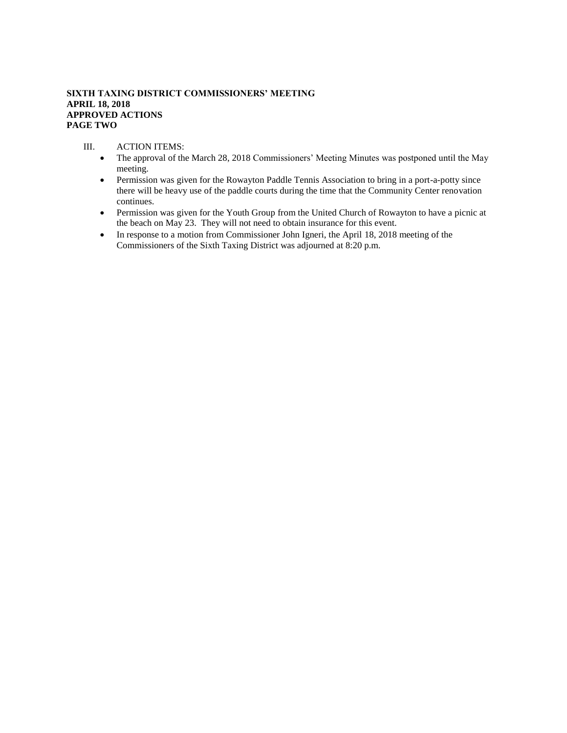**SIXTH TAXING DISTRICT COMMISSIONERS' MEETING**
**APRIL 18, 2018**
**APPROVED ACTIONS**
**PAGE TWO**

III. ACTION ITEMS:

- The approval of the March 28, 2018 Commissioners' Meeting Minutes was postponed until the May meeting.
- Permission was given for the Rowayton Paddle Tennis Association to bring in a port-a-potty since there will be heavy use of the paddle courts during the time that the Community Center renovation continues.
- Permission was given for the Youth Group from the United Church of Rowayton to have a picnic at the beach on May 23. They will not need to obtain insurance for this event.
- In response to a motion from Commissioner John Igneri, the April 18, 2018 meeting of the Commissioners of the Sixth Taxing District was adjourned at 8:20 p.m.